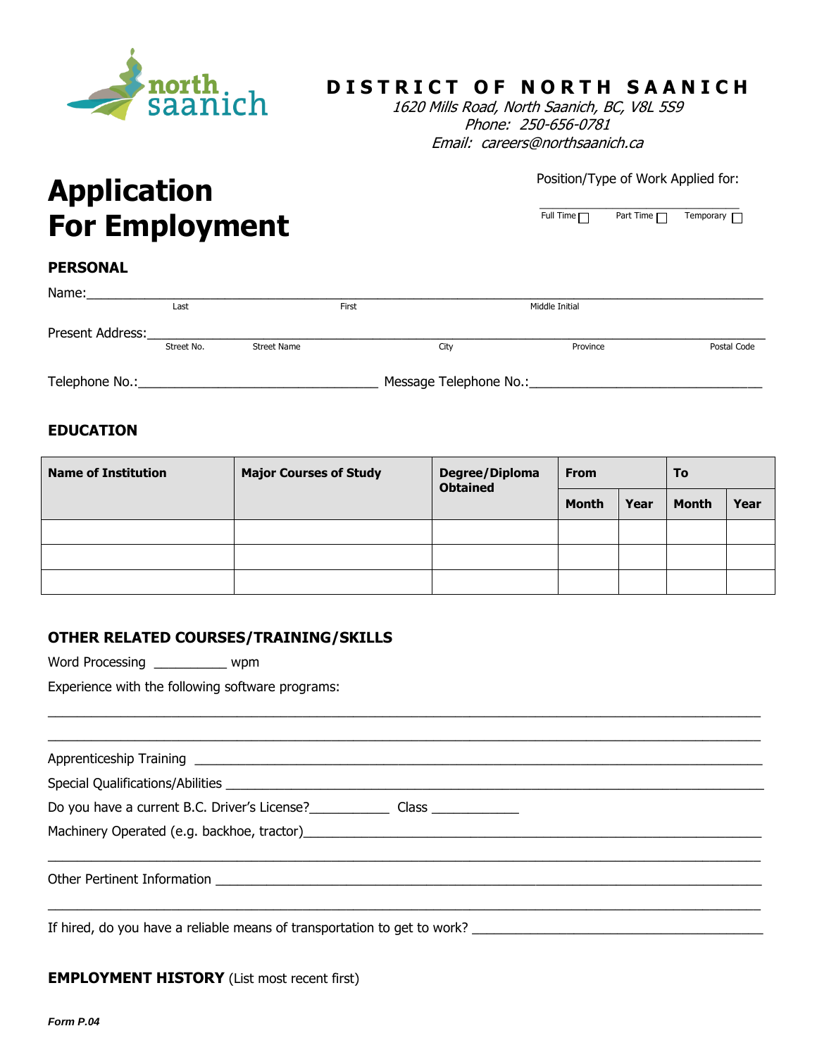**DISTRICT OF NORTH SAANICH**

*1620 Mills Road, North Saanich, BC, V8L 5S9*
*Phone: 250-656-0781*
*Email: careers@northsaanich.ca*

# Application For Employment

Position/Type of Work Applied for: ______________________________

Full Time ☐ Part Time ☐ Temporary ☐

## PERSONAL

Name: ________________________________________________________________
Last First Middle Initial

Present Address: ________________________________________________________
Street No. Street Name City Province Postal Code

Telephone No.: ______________________________ Message Telephone No.: ______________________________

## EDUCATION

| Name of Institution | Major Courses of Study | Degree/Diploma Obtained | From | | To | |
|---|---|---|---|---|---|---|
| | | | Month | Year | Month | Year |
| | | | | | | |
| | | | | | | |
| | | | | | | |

## OTHER RELATED COURSES/TRAINING/SKILLS

Word Processing __________ wpm

Experience with the following software programs:

______________________________________________________________________________

______________________________________________________________________________

Apprenticeship Training ______________________________________________________

Special Qualifications/Abilities _______________________________________________

Do you have a current B.C. Driver's License?___________ Class ____________

Machinery Operated (e.g. backhoe, tractor)______________________________________

______________________________________________________________________________

Other Pertinent Information __________________________________________________

______________________________________________________________________________

If hired, do you have a reliable means of transportation to get to work? ______________________

**EMPLOYMENT HISTORY** (List most recent first)

***Form P.04***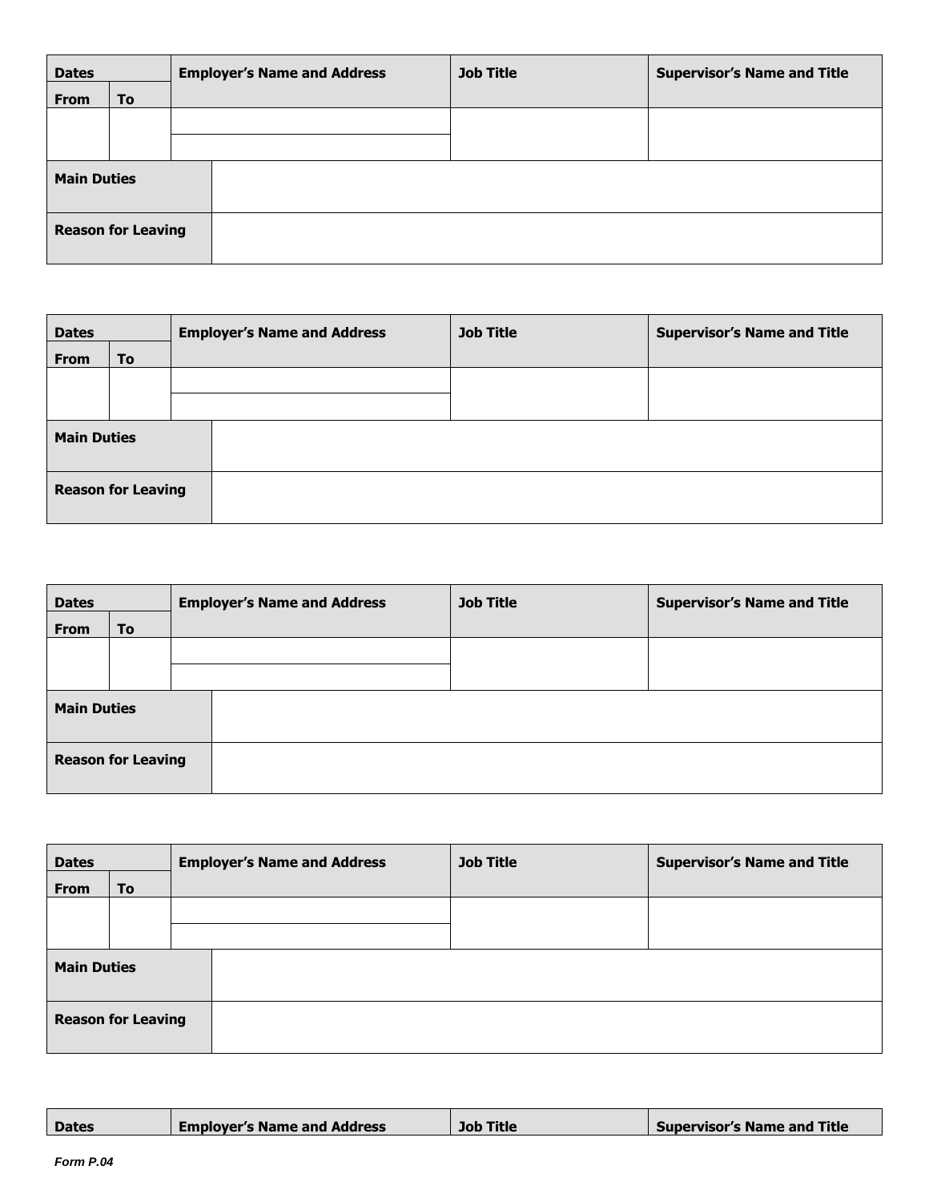| Dates | | Employer's Name and Address | Job Title | Supervisor's Name and Title |
|---|---|---|---|---|
| From | To | | | |
| | | | | |
| | | | | |
| Main Duties | | | | |
| Reason for Leaving | | | | |

| Dates | | Employer's Name and Address | Job Title | Supervisor's Name and Title |
|---|---|---|---|---|
| From | To | | | |
| | | | | |
| | | | | |
| Main Duties | | | | |
| Reason for Leaving | | | | |

| Dates | | Employer's Name and Address | Job Title | Supervisor's Name and Title |
|---|---|---|---|---|
| From | To | | | |
| | | | | |
| | | | | |
| Main Duties | | | | |
| Reason for Leaving | | | | |

| Dates | | Employer's Name and Address | Job Title | Supervisor's Name and Title |
|---|---|---|---|---|
| From | To | | | |
| | | | | |
| | | | | |
| Main Duties | | | | |
| Reason for Leaving | | | | |

| Dates | Employer's Name and Address | Job Title | Supervisor's Name and Title |
|---|---|---|---|

*Form P.04*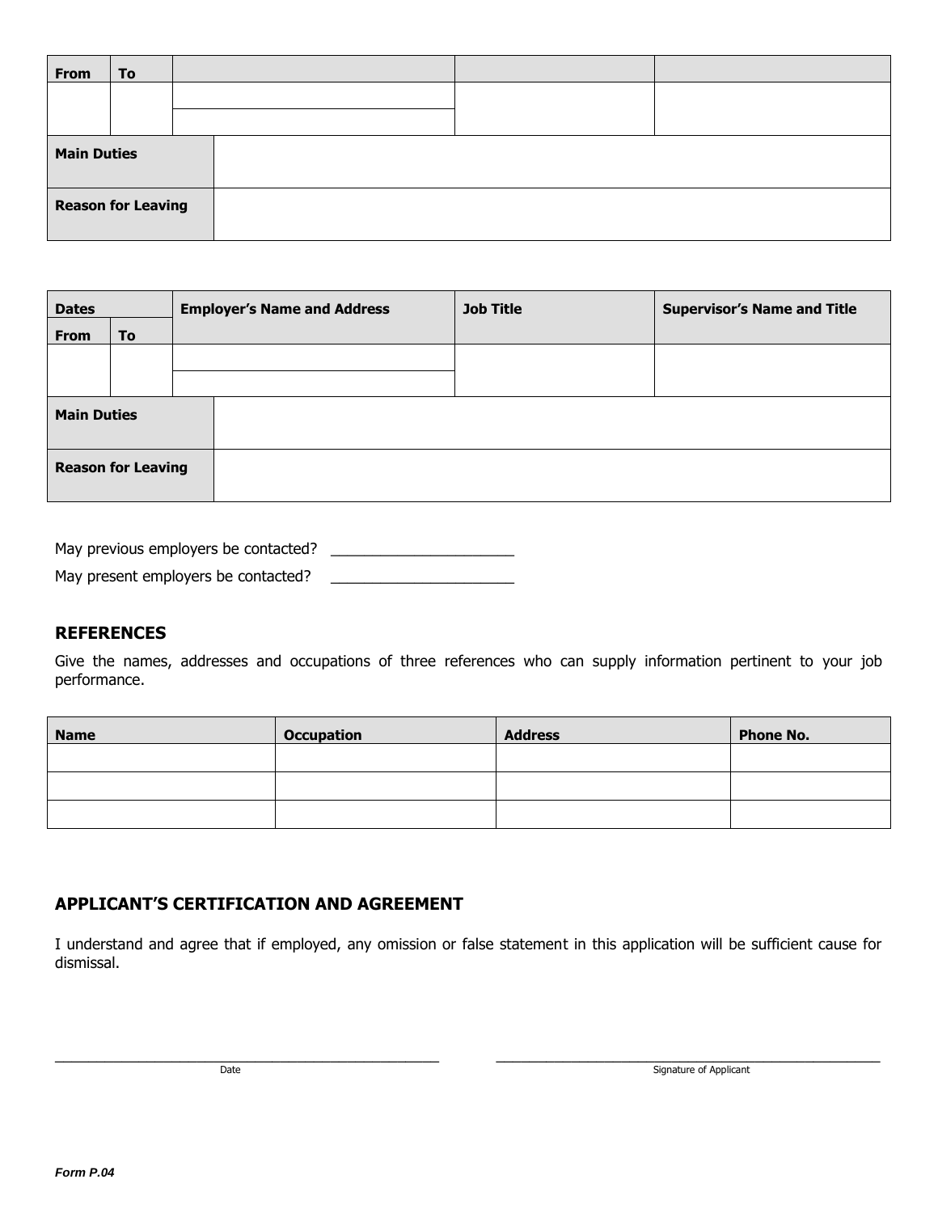| From | To | | | |
|---|---|---|---|---|
| | | | | |
| | | | | |
| **Main Duties** | | | | |
| **Reason for Leaving** | | | | |

| Dates | | Employer's Name and Address | Job Title | Supervisor's Name and Title |
|---|---|---|---|---|
| From | To | | | |
| | | | | |
| | | | | |
| **Main Duties** | | | | |
| **Reason for Leaving** | | | | |

May previous employers be contacted? ______________________

May present employers be contacted? ______________________

## REFERENCES

Give the names, addresses and occupations of three references who can supply information pertinent to your job performance.

| Name | Occupation | Address | Phone No. |
|---|---|---|---|
| | | | |
| | | | |
| | | | |

## APPLICANT'S CERTIFICATION AND AGREEMENT

I understand and agree that if employed, any omission or false statement in this application will be sufficient cause for dismissal.

___________________________________________ Date

___________________________________________ Signature of Applicant

*Form P.04*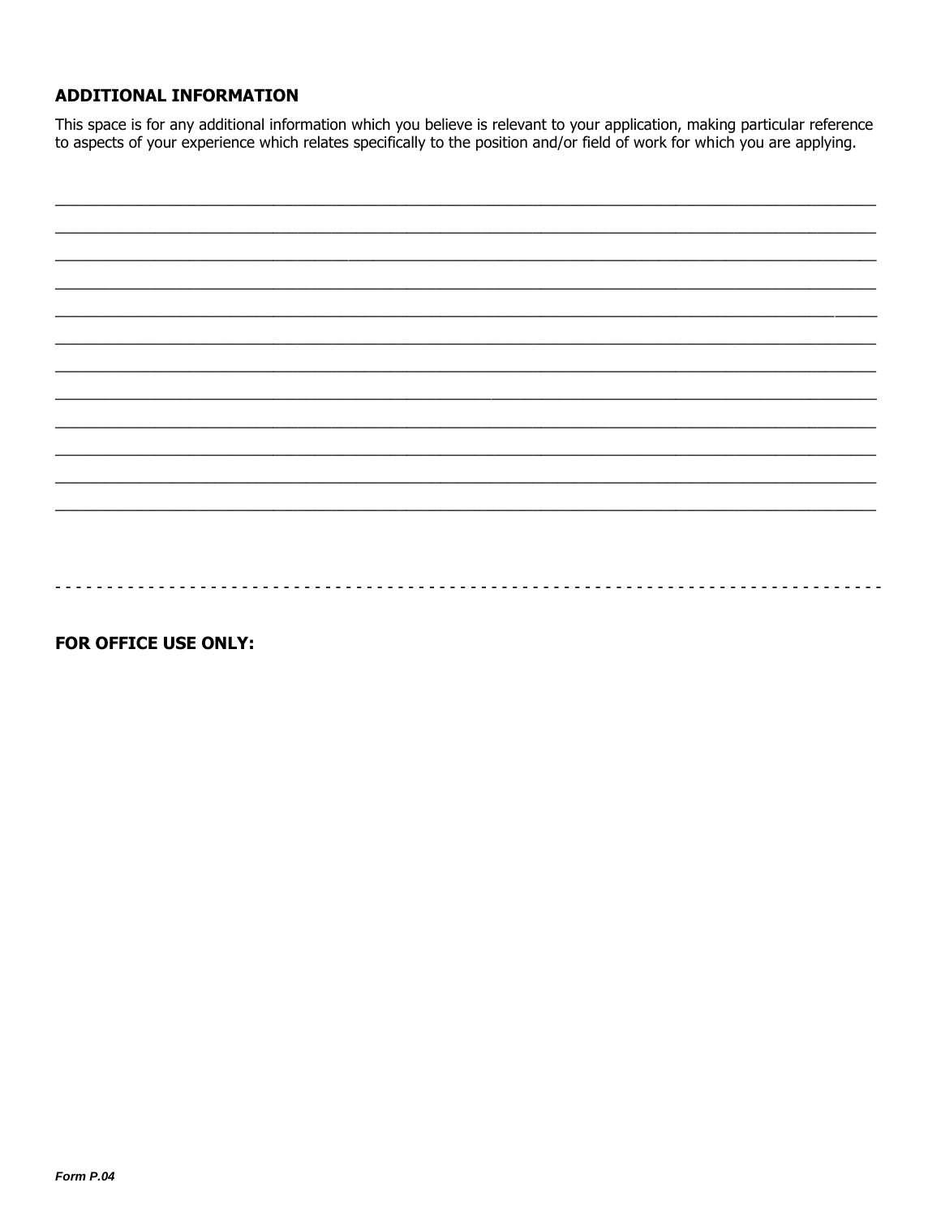## ADDITIONAL INFORMATION

This space is for any additional information which you believe is relevant to your application, making particular reference to aspects of your experience which relates specifically to the position and/or field of work for which you are applying.

\_\_\_\_\_\_\_\_\_\_\_\_\_\_\_\_\_\_\_\_\_\_\_\_\_\_\_\_\_\_\_\_\_\_\_\_\_\_\_\_\_\_\_\_\_\_\_\_\_\_\_\_\_\_\_\_\_\_\_\_\_\_\_\_\_\_\_\_\_\_\_\_\_\_\_\_\_\_

\_\_\_\_\_\_\_\_\_\_\_\_\_\_\_\_\_\_\_\_\_\_\_\_\_\_\_\_\_\_\_\_\_\_\_\_\_\_\_\_\_\_\_\_\_\_\_\_\_\_\_\_\_\_\_\_\_\_\_\_\_\_\_\_\_\_\_\_\_\_\_\_\_\_\_\_\_\_

\_\_\_\_\_\_\_\_\_\_\_\_\_\_\_\_\_\_\_\_\_\_\_\_\_\_\_\_\_\_\_\_\_\_\_\_\_\_\_\_\_\_\_\_\_\_\_\_\_\_\_\_\_\_\_\_\_\_\_\_\_\_\_\_\_\_\_\_\_\_\_\_\_\_\_\_\_\_

\_\_\_\_\_\_\_\_\_\_\_\_\_\_\_\_\_\_\_\_\_\_\_\_\_\_\_\_\_\_\_\_\_\_\_\_\_\_\_\_\_\_\_\_\_\_\_\_\_\_\_\_\_\_\_\_\_\_\_\_\_\_\_\_\_\_\_\_\_\_\_\_\_\_\_\_\_\_

\_\_\_\_\_\_\_\_\_\_\_\_\_\_\_\_\_\_\_\_\_\_\_\_\_\_\_\_\_\_\_\_\_\_\_\_\_\_\_\_\_\_\_\_\_\_\_\_\_\_\_\_\_\_\_\_\_\_\_\_\_\_\_\_\_\_\_\_\_\_\_\_\_\_\_\_\_\_

\_\_\_\_\_\_\_\_\_\_\_\_\_\_\_\_\_\_\_\_\_\_\_\_\_\_\_\_\_\_\_\_\_\_\_\_\_\_\_\_\_\_\_\_\_\_\_\_\_\_\_\_\_\_\_\_\_\_\_\_\_\_\_\_\_\_\_\_\_\_\_\_\_\_\_\_\_\_

\_\_\_\_\_\_\_\_\_\_\_\_\_\_\_\_\_\_\_\_\_\_\_\_\_\_\_\_\_\_\_\_\_\_\_\_\_\_\_\_\_\_\_\_\_\_\_\_\_\_\_\_\_\_\_\_\_\_\_\_\_\_\_\_\_\_\_\_\_\_\_\_\_\_\_\_\_\_

\_\_\_\_\_\_\_\_\_\_\_\_\_\_\_\_\_\_\_\_\_\_\_\_\_\_\_\_\_\_\_\_\_\_\_\_\_\_\_\_\_\_\_\_\_\_\_\_\_\_\_\_\_\_\_\_\_\_\_\_\_\_\_\_\_\_\_\_\_\_\_\_\_\_\_\_\_\_

\_\_\_\_\_\_\_\_\_\_\_\_\_\_\_\_\_\_\_\_\_\_\_\_\_\_\_\_\_\_\_\_\_\_\_\_\_\_\_\_\_\_\_\_\_\_\_\_\_\_\_\_\_\_\_\_\_\_\_\_\_\_\_\_\_\_\_\_\_\_\_\_\_\_\_\_\_\_

\_\_\_\_\_\_\_\_\_\_\_\_\_\_\_\_\_\_\_\_\_\_\_\_\_\_\_\_\_\_\_\_\_\_\_\_\_\_\_\_\_\_\_\_\_\_\_\_\_\_\_\_\_\_\_\_\_\_\_\_\_\_\_\_\_\_\_\_\_\_\_\_\_\_\_\_\_\_

\_\_\_\_\_\_\_\_\_\_\_\_\_\_\_\_\_\_\_\_\_\_\_\_\_\_\_\_\_\_\_\_\_\_\_\_\_\_\_\_\_\_\_\_\_\_\_\_\_\_\_\_\_\_\_\_\_\_\_\_\_\_\_\_\_\_\_\_\_\_\_\_\_\_\_\_\_\_

\_\_\_\_\_\_\_\_\_\_\_\_\_\_\_\_\_\_\_\_\_\_\_\_\_\_\_\_\_\_\_\_\_\_\_\_\_\_\_\_\_\_\_\_\_\_\_\_\_\_\_\_\_\_\_\_\_\_\_\_\_\_\_\_\_\_\_\_\_\_\_\_\_\_\_\_\_\_

- - - - - - - - - - - - - - - - - - - - - - - - - - - - - - - - - - - - - - - - - - - - - - - - - - - - - - - - - - - -

**FOR OFFICE USE ONLY:**

*Form P.04*